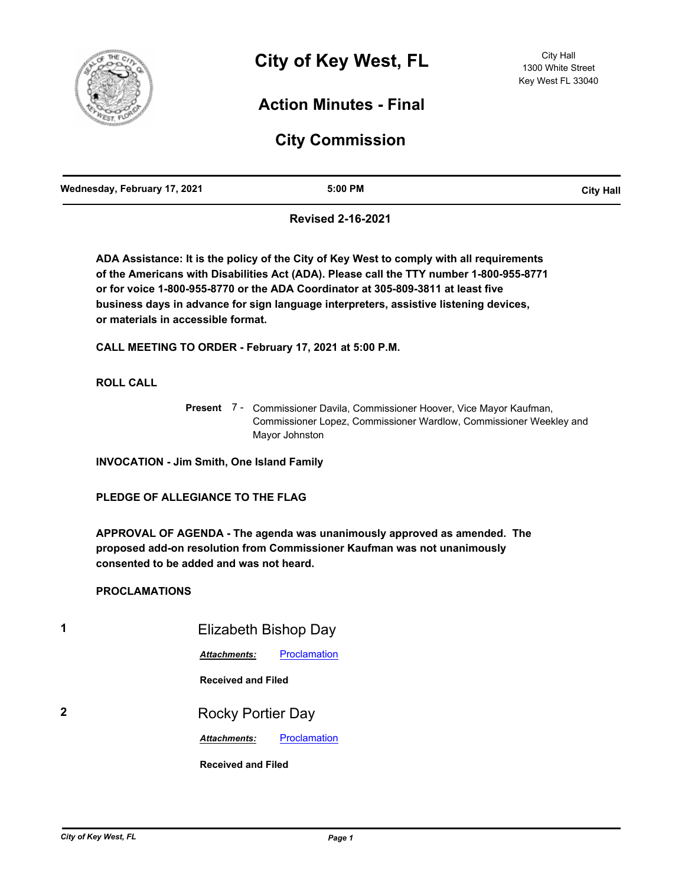# City of Key West, FL

City Hall
1300 White Street
Key West FL 33040

## Action Minutes - Final

## City Commission

| Wednesday, February 17, 2021 | 5:00 PM | City Hall |
|---|---|---|

**Revised 2-16-2021**

**ADA Assistance: It is the policy of the City of Key West to comply with all requirements of the Americans with Disabilities Act (ADA). Please call the TTY number 1-800-955-8771 or for voice 1-800-955-8770 or the ADA Coordinator at 305-809-3811 at least five business days in advance for sign language interpreters, assistive listening devices, or materials in accessible format.**

**CALL MEETING TO ORDER - February 17, 2021 at 5:00 P.M.**

**ROLL CALL**

**Present** 7 - Commissioner Davila, Commissioner Hoover, Vice Mayor Kaufman, Commissioner Lopez, Commissioner Wardlow, Commissioner Weekley and Mayor Johnston

**INVOCATION - Jim Smith, One Island Family**

**PLEDGE OF ALLEGIANCE TO THE FLAG**

**APPROVAL OF AGENDA - The agenda was unanimously approved as amended. The proposed add-on resolution from Commissioner Kaufman was not unanimously consented to be added and was not heard.**

**PROCLAMATIONS**

**1** Elizabeth Bishop Day

***Attachments:*** Proclamation

**Received and Filed**

**2** Rocky Portier Day

***Attachments:*** Proclamation

**Received and Filed**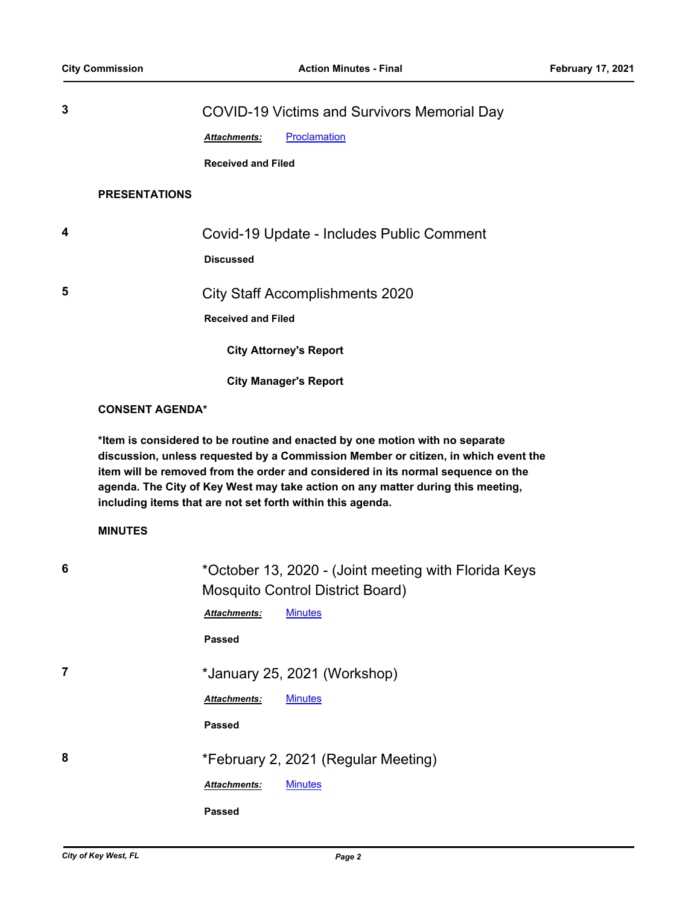**3** COVID-19 Victims and Survivors Memorial Day

***Attachments:*** Proclamation

**Received and Filed**

**PRESENTATIONS**

**4** Covid-19 Update - Includes Public Comment

**Discussed**

**5** City Staff Accomplishments 2020

**Received and Filed**

**City Attorney's Report**

**City Manager's Report**

**CONSENT AGENDA***

***Item is considered to be routine and enacted by one motion with no separate discussion, unless requested by a Commission Member or citizen, in which event the item will be removed from the order and considered in its normal sequence on the agenda. The City of Key West may take action on any matter during this meeting, including items that are not set forth within this agenda.**

**MINUTES**

**6** *October 13, 2020 - (Joint meeting with Florida Keys Mosquito Control District Board)

***Attachments:*** Minutes

**Passed**

**7** *January 25, 2021 (Workshop)

***Attachments:*** Minutes

**Passed**

**8** *February 2, 2021 (Regular Meeting)

***Attachments:*** Minutes

**Passed**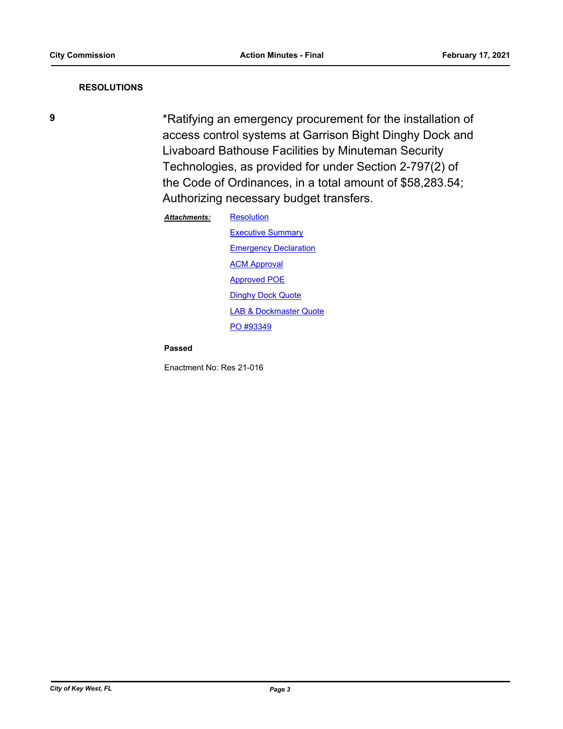## RESOLUTIONS

**9**

*Ratifying an emergency procurement for the installation of access control systems at Garrison Bight Dinghy Dock and Livaboard Bathouse Facilities by Minuteman Security Technologies, as provided for under Section 2-797(2) of the Code of Ordinances, in a total amount of $58,283.54; Authorizing necessary budget transfers.

***Attachments:***
- Resolution
- Executive Summary
- Emergency Declaration
- ACM Approval
- Approved POE
- Dinghy Dock Quote
- LAB & Dockmaster Quote
- PO #93349

**Passed**

Enactment No: Res 21-016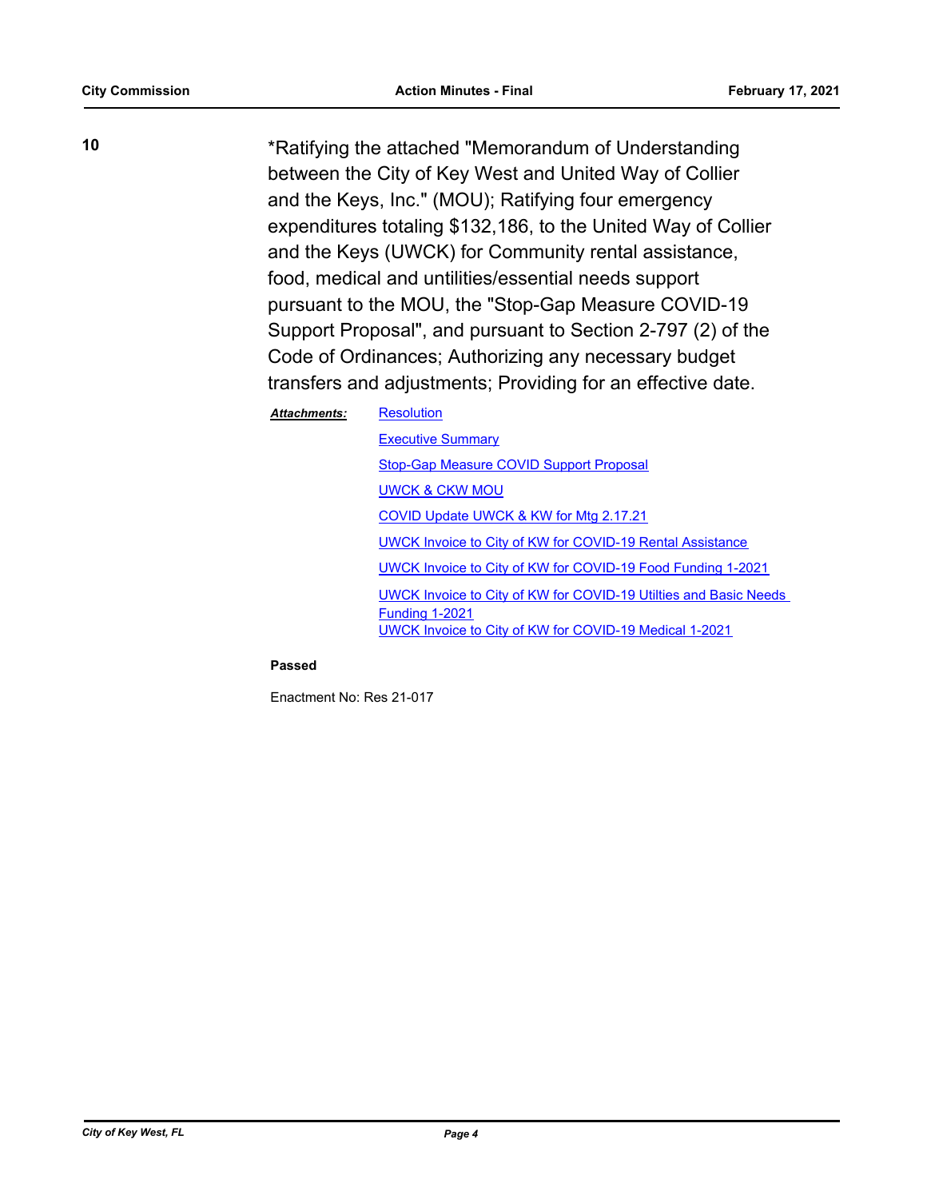**10**

*Ratifying the attached "Memorandum of Understanding between the City of Key West and United Way of Collier and the Keys, Inc." (MOU); Ratifying four emergency expenditures totaling $132,186, to the United Way of Collier and the Keys (UWCK) for Community rental assistance, food, medical and untilities/essential needs support pursuant to the MOU, the "Stop-Gap Measure COVID-19 Support Proposal", and pursuant to Section 2-797 (2) of the Code of Ordinances; Authorizing any necessary budget transfers and adjustments; Providing for an effective date.

***Attachments:***
- Resolution
- Executive Summary
- Stop-Gap Measure COVID Support Proposal
- UWCK & CKW MOU
- COVID Update UWCK & KW for Mtg 2.17.21
- UWCK Invoice to City of KW for COVID-19 Rental Assistance
- UWCK Invoice to City of KW for COVID-19 Food Funding 1-2021
- UWCK Invoice to City of KW for COVID-19 Utilties and Basic Needs Funding 1-2021
- UWCK Invoice to City of KW for COVID-19 Medical 1-2021

**Passed**

Enactment No: Res 21-017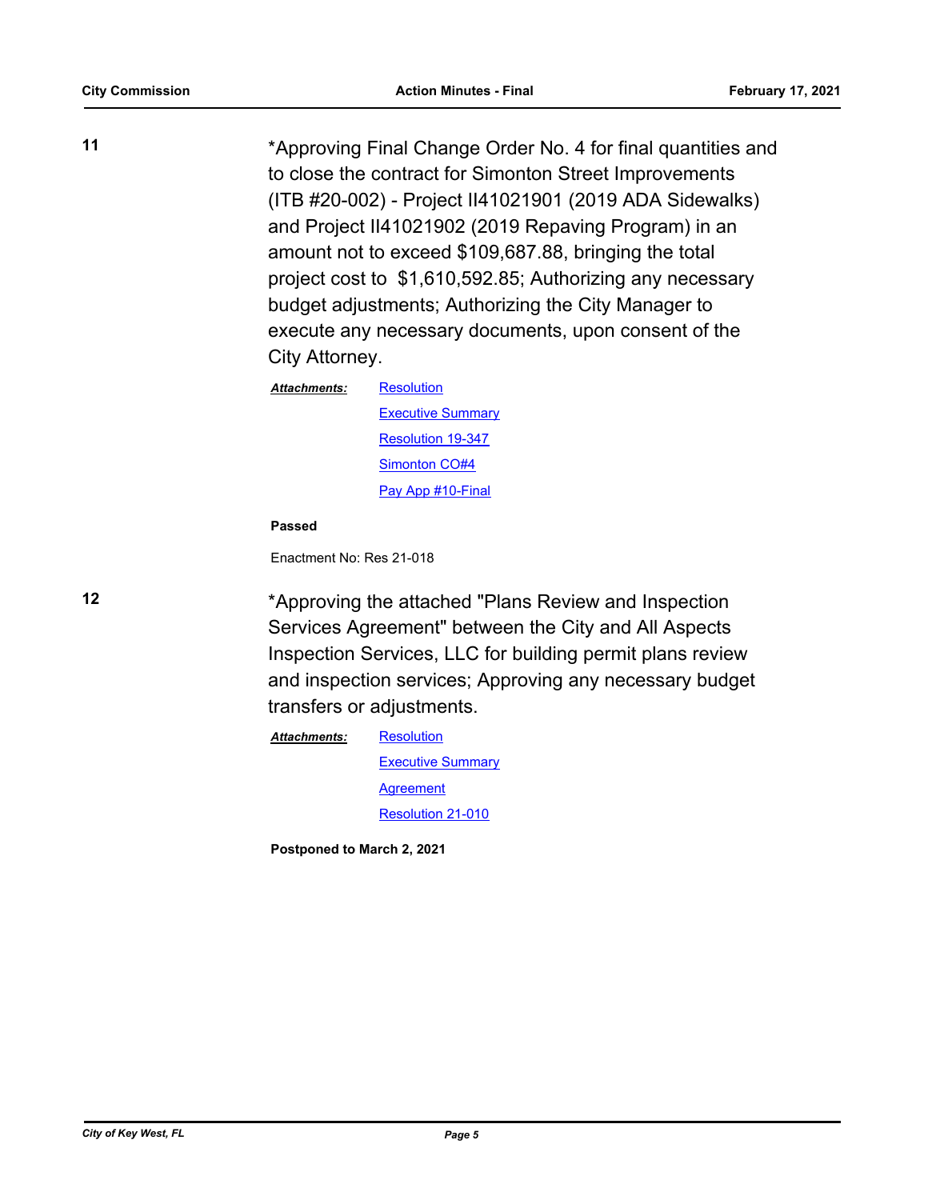**11**

*Approving Final Change Order No. 4 for final quantities and to close the contract for Simonton Street Improvements (ITB #20-002) - Project II41021901 (2019 ADA Sidewalks) and Project II41021902 (2019 Repaving Program) in an amount not to exceed $109,687.88, bringing the total project cost to $1,610,592.85; Authorizing any necessary budget adjustments; Authorizing the City Manager to execute any necessary documents, upon consent of the City Attorney.

***Attachments:*** Resolution
Executive Summary
Resolution 19-347
Simonton CO#4
Pay App #10-Final

**Passed**

Enactment No: Res 21-018

**12**

*Approving the attached "Plans Review and Inspection Services Agreement" between the City and All Aspects Inspection Services, LLC for building permit plans review and inspection services; Approving any necessary budget transfers or adjustments.

***Attachments:*** Resolution
Executive Summary
Agreement
Resolution 21-010

**Postponed to March 2, 2021**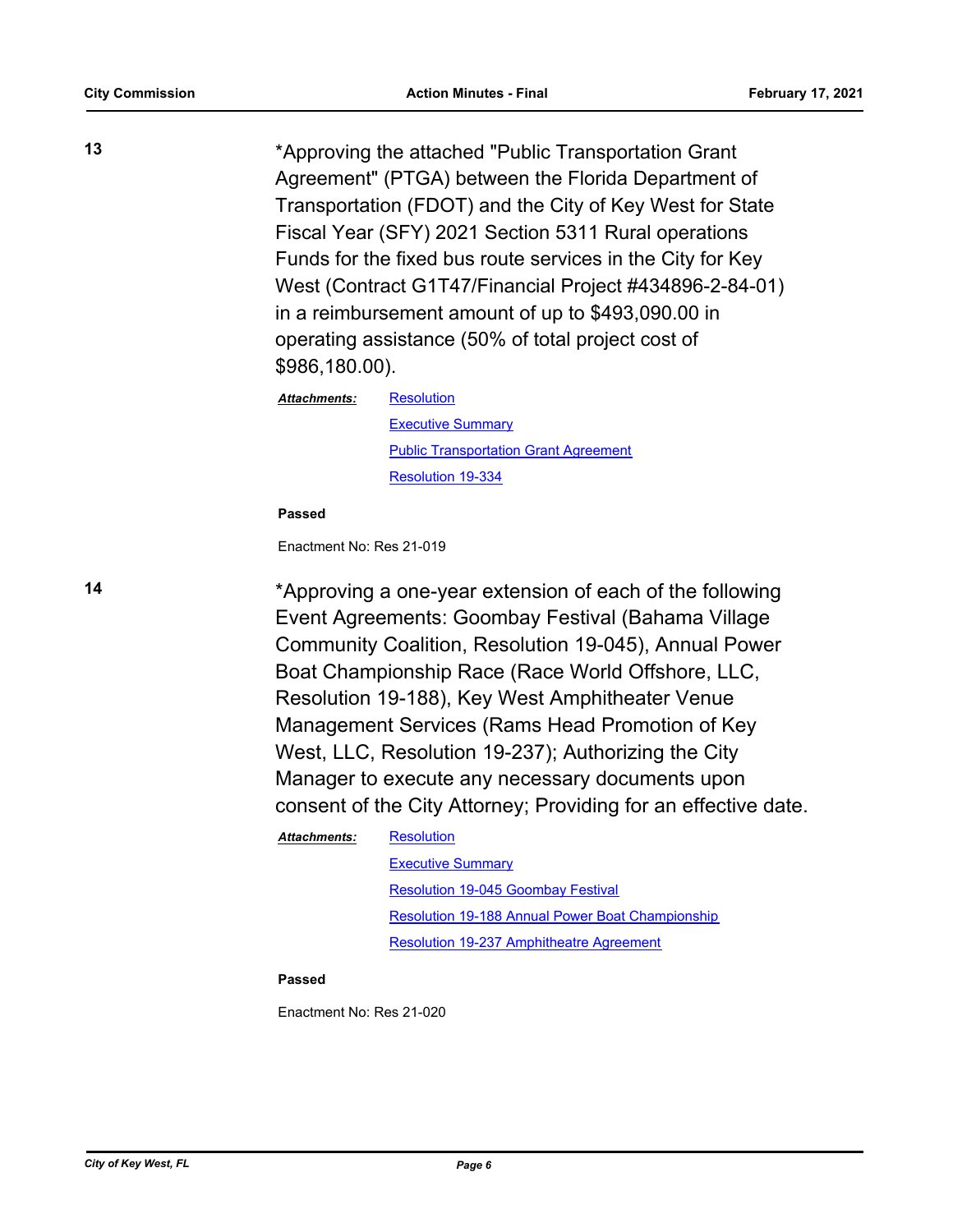**13**

*Approving the attached "Public Transportation Grant Agreement" (PTGA) between the Florida Department of Transportation (FDOT) and the City of Key West for State Fiscal Year (SFY) 2021 Section 5311 Rural operations Funds for the fixed bus route services in the City for Key West (Contract G1T47/Financial Project #434896-2-84-01) in a reimbursement amount of up to $493,090.00 in operating assistance (50% of total project cost of $986,180.00).

***Attachments:*** Resolution
Executive Summary
Public Transportation Grant Agreement
Resolution 19-334

**Passed**

Enactment No: Res 21-019

**14**

*Approving a one-year extension of each of the following Event Agreements: Goombay Festival (Bahama Village Community Coalition, Resolution 19-045), Annual Power Boat Championship Race (Race World Offshore, LLC, Resolution 19-188), Key West Amphitheater Venue Management Services (Rams Head Promotion of Key West, LLC, Resolution 19-237); Authorizing the City Manager to execute any necessary documents upon consent of the City Attorney; Providing for an effective date.

***Attachments:*** Resolution
Executive Summary
Resolution 19-045 Goombay Festival
Resolution 19-188 Annual Power Boat Championship
Resolution 19-237 Amphitheatre Agreement

**Passed**

Enactment No: Res 21-020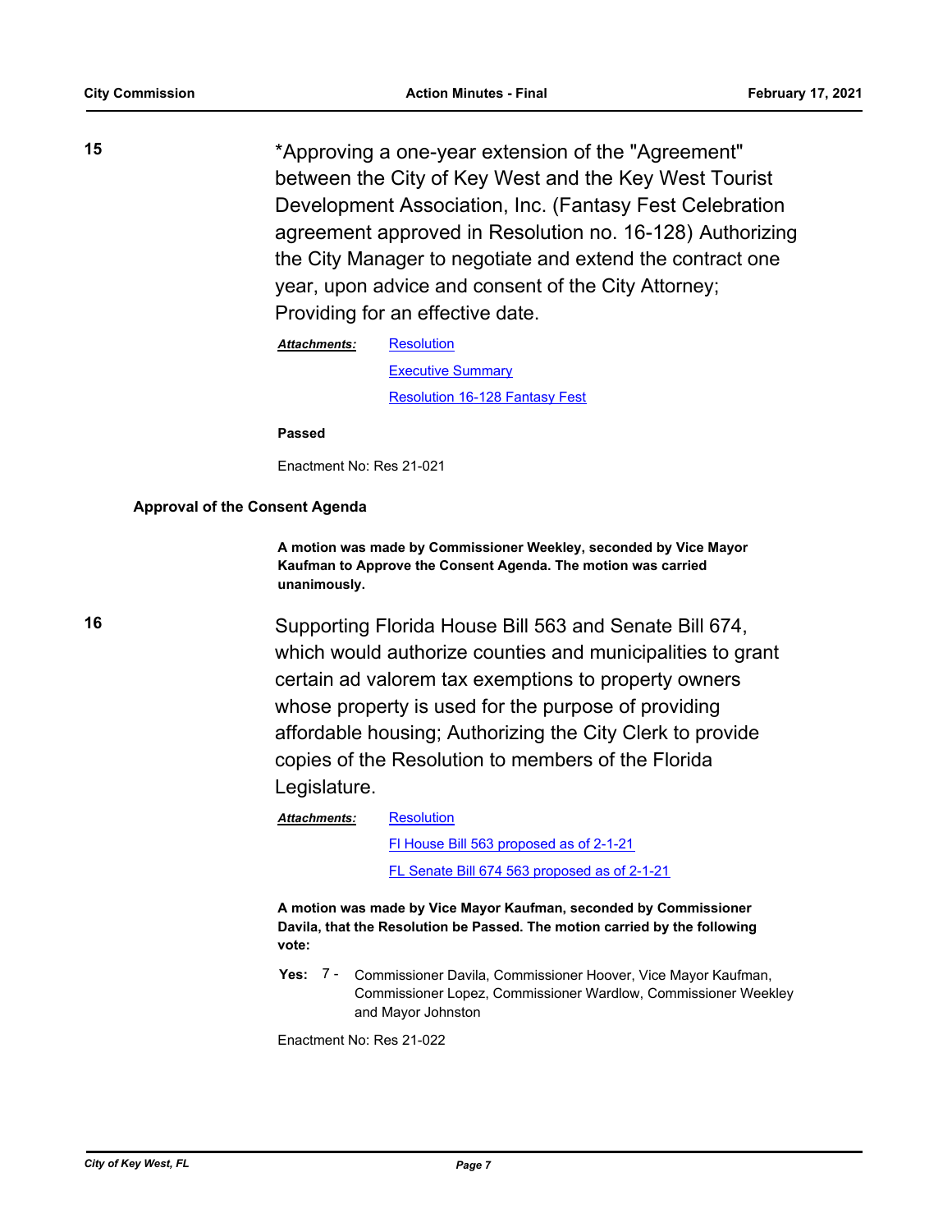**15** *Approving a one-year extension of the "Agreement" between the City of Key West and the Key West Tourist Development Association, Inc. (Fantasy Fest Celebration agreement approved in Resolution no. 16-128) Authorizing the City Manager to negotiate and extend the contract one year, upon advice and consent of the City Attorney; Providing for an effective date.

***Attachments:*** Resolution
Executive Summary
Resolution 16-128 Fantasy Fest

**Passed**

Enactment No: Res 21-021

**Approval of the Consent Agenda**

**A motion was made by Commissioner Weekley, seconded by Vice Mayor Kaufman to Approve the Consent Agenda. The motion was carried unanimously.**

**16** Supporting Florida House Bill 563 and Senate Bill 674, which would authorize counties and municipalities to grant certain ad valorem tax exemptions to property owners whose property is used for the purpose of providing affordable housing; Authorizing the City Clerk to provide copies of the Resolution to members of the Florida Legislature.

***Attachments:*** Resolution
Fl House Bill 563 proposed as of 2-1-21
FL Senate Bill 674 563 proposed as of 2-1-21

**A motion was made by Vice Mayor Kaufman, seconded by Commissioner Davila, that the Resolution be Passed. The motion carried by the following vote:**

**Yes:** 7 - Commissioner Davila, Commissioner Hoover, Vice Mayor Kaufman, Commissioner Lopez, Commissioner Wardlow, Commissioner Weekley and Mayor Johnston

Enactment No: Res 21-022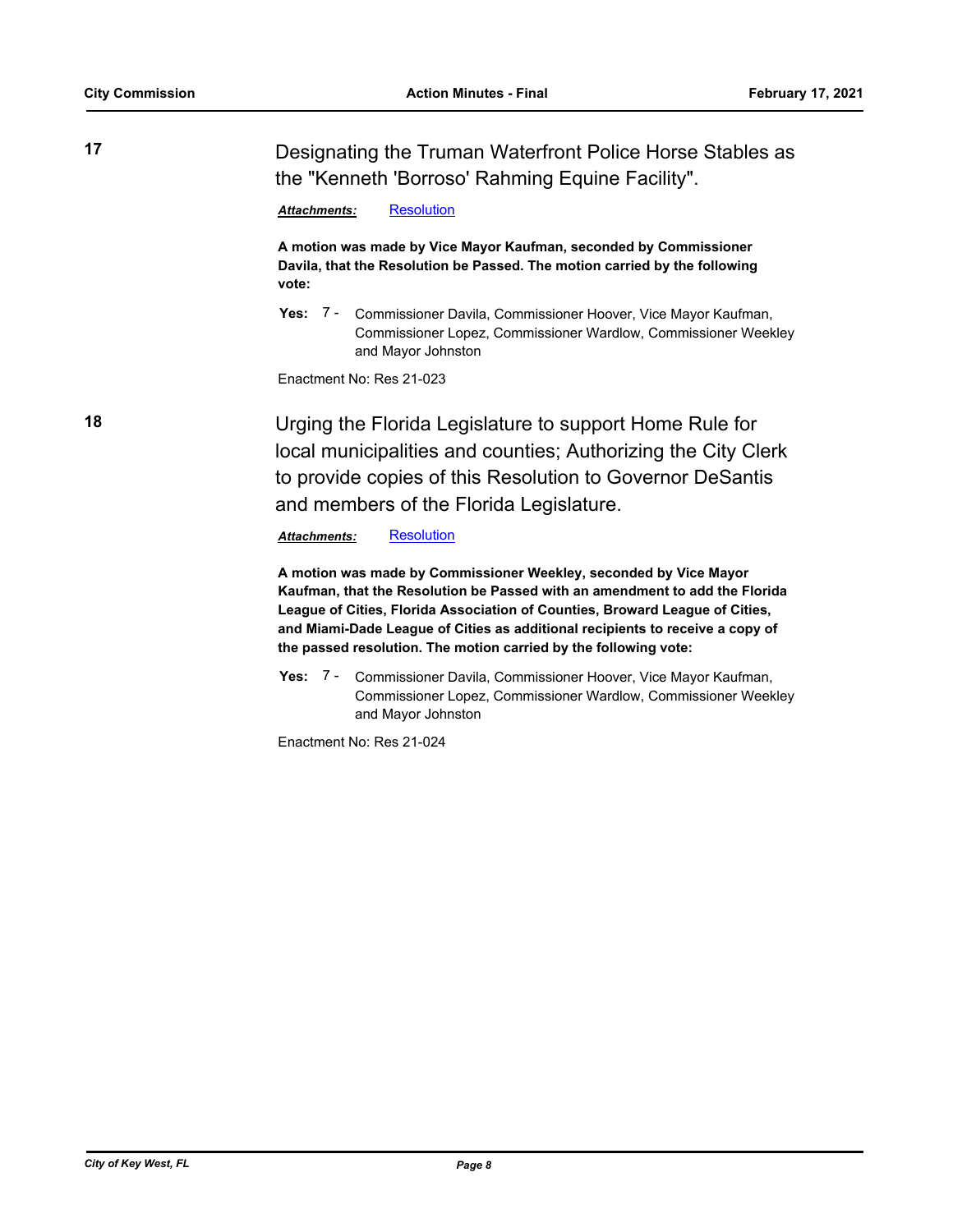**17** Designating the Truman Waterfront Police Horse Stables as the "Kenneth 'Borroso' Rahming Equine Facility".

***Attachments:*** Resolution

**A motion was made by Vice Mayor Kaufman, seconded by Commissioner Davila, that the Resolution be Passed. The motion carried by the following vote:**

**Yes:** 7 - Commissioner Davila, Commissioner Hoover, Vice Mayor Kaufman, Commissioner Lopez, Commissioner Wardlow, Commissioner Weekley and Mayor Johnston

Enactment No: Res 21-023

**18** Urging the Florida Legislature to support Home Rule for local municipalities and counties; Authorizing the City Clerk to provide copies of this Resolution to Governor DeSantis and members of the Florida Legislature.

***Attachments:*** Resolution

**A motion was made by Commissioner Weekley, seconded by Vice Mayor Kaufman, that the Resolution be Passed with an amendment to add the Florida League of Cities, Florida Association of Counties, Broward League of Cities, and Miami-Dade League of Cities as additional recipients to receive a copy of the passed resolution. The motion carried by the following vote:**

**Yes:** 7 - Commissioner Davila, Commissioner Hoover, Vice Mayor Kaufman, Commissioner Lopez, Commissioner Wardlow, Commissioner Weekley and Mayor Johnston

Enactment No: Res 21-024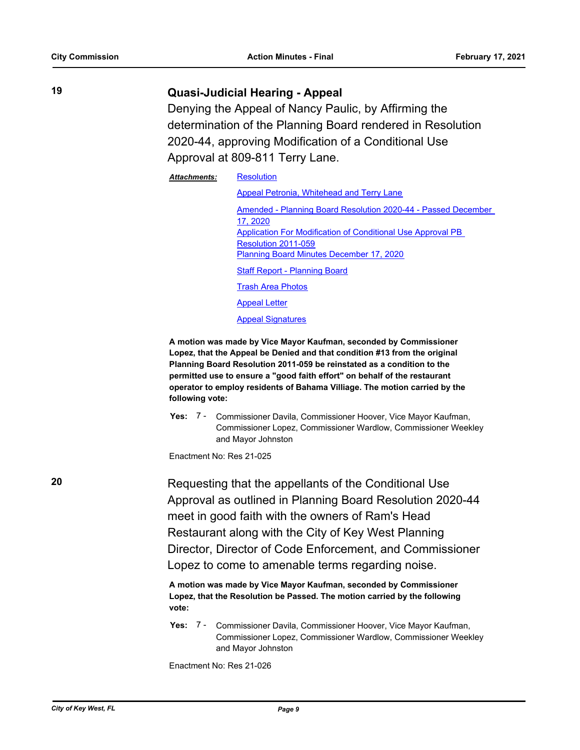**19**

### Quasi-Judicial Hearing - Appeal

Denying the Appeal of Nancy Paulic, by Affirming the determination of the Planning Board rendered in Resolution 2020-44, approving Modification of a Conditional Use Approval at 809-811 Terry Lane.

***Attachments:***
- Resolution
- Appeal Petronia, Whitehead and Terry Lane
- Amended - Planning Board Resolution 2020-44 - Passed December 17, 2020
- Application For Modification of Conditional Use Approval PB Resolution 2011-059
- Planning Board Minutes December 17, 2020
- Staff Report - Planning Board
- Trash Area Photos
- Appeal Letter
- Appeal Signatures

**A motion was made by Vice Mayor Kaufman, seconded by Commissioner Lopez, that the Appeal be Denied and that condition #13 from the original Planning Board Resolution 2011-059 be reinstated as a condition to the permitted use to ensure a "good faith effort" on behalf of the restaurant operator to employ residents of Bahama Villiage. The motion carried by the following vote:**

**Yes:** 7 - Commissioner Davila, Commissioner Hoover, Vice Mayor Kaufman, Commissioner Lopez, Commissioner Wardlow, Commissioner Weekley and Mayor Johnston

Enactment No: Res 21-025

**20**

Requesting that the appellants of the Conditional Use Approval as outlined in Planning Board Resolution 2020-44 meet in good faith with the owners of Ram's Head Restaurant along with the City of Key West Planning Director, Director of Code Enforcement, and Commissioner Lopez to come to amenable terms regarding noise.

**A motion was made by Vice Mayor Kaufman, seconded by Commissioner Lopez, that the Resolution be Passed. The motion carried by the following vote:**

**Yes:** 7 - Commissioner Davila, Commissioner Hoover, Vice Mayor Kaufman, Commissioner Lopez, Commissioner Wardlow, Commissioner Weekley and Mayor Johnston

Enactment No: Res 21-026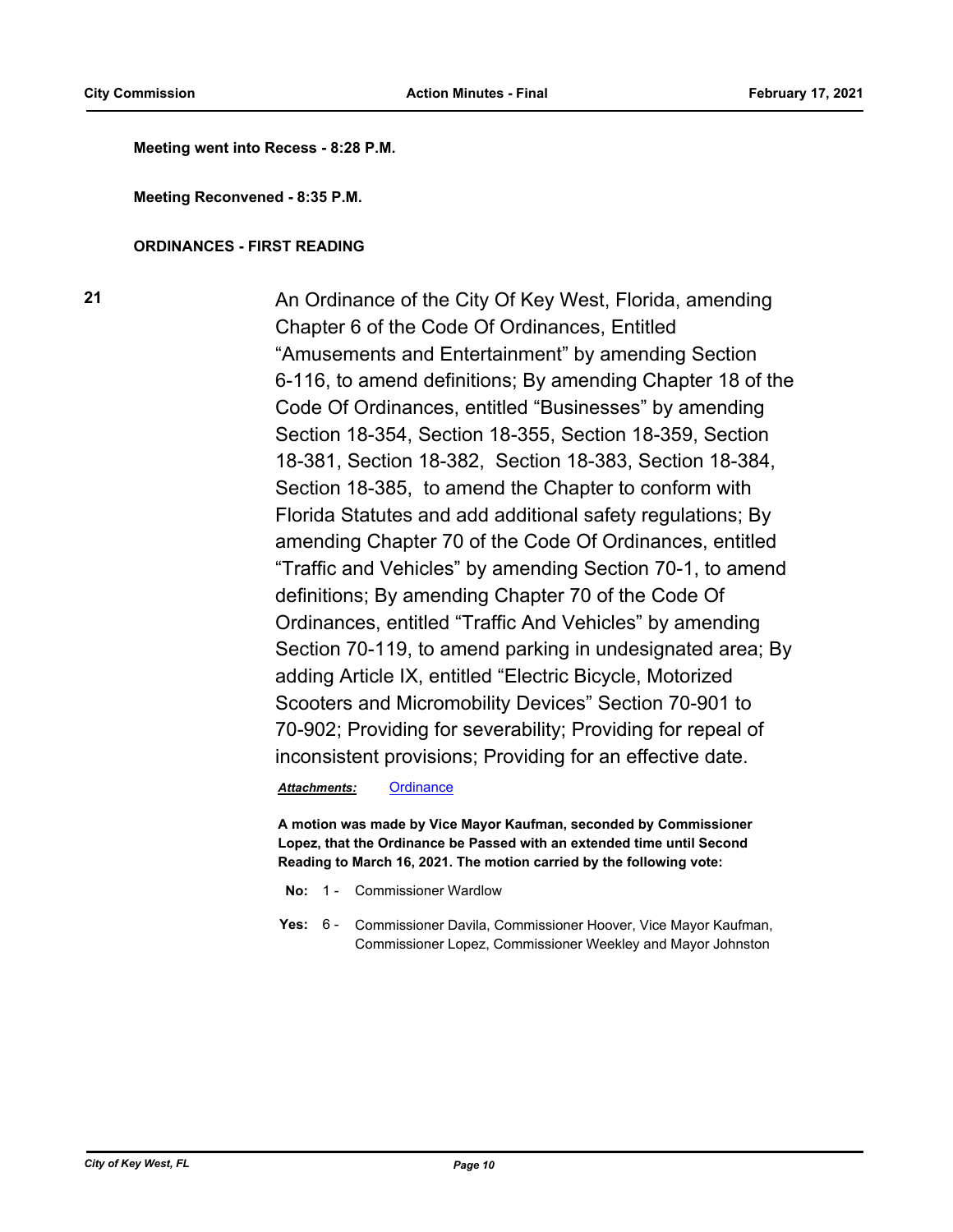**Meeting went into Recess - 8:28 P.M.**

**Meeting Reconvened - 8:35 P.M.**

**ORDINANCES - FIRST READING**

**21** An Ordinance of the City Of Key West, Florida, amending Chapter 6 of the Code Of Ordinances, Entitled "Amusements and Entertainment" by amending Section 6-116, to amend definitions; By amending Chapter 18 of the Code Of Ordinances, entitled "Businesses" by amending Section 18-354, Section 18-355, Section 18-359, Section 18-381, Section 18-382, Section 18-383, Section 18-384, Section 18-385, to amend the Chapter to conform with Florida Statutes and add additional safety regulations; By amending Chapter 70 of the Code Of Ordinances, entitled "Traffic and Vehicles" by amending Section 70-1, to amend definitions; By amending Chapter 70 of the Code Of Ordinances, entitled "Traffic And Vehicles" by amending Section 70-119, to amend parking in undesignated area; By adding Article IX, entitled "Electric Bicycle, Motorized Scooters and Micromobility Devices" Section 70-901 to 70-902; Providing for severability; Providing for repeal of inconsistent provisions; Providing for an effective date.

***Attachments:*** Ordinance

**A motion was made by Vice Mayor Kaufman, seconded by Commissioner Lopez, that the Ordinance be Passed with an extended time until Second Reading to March 16, 2021. The motion carried by the following vote:**

**No:** 1 - Commissioner Wardlow

**Yes:** 6 - Commissioner Davila, Commissioner Hoover, Vice Mayor Kaufman, Commissioner Lopez, Commissioner Weekley and Mayor Johnston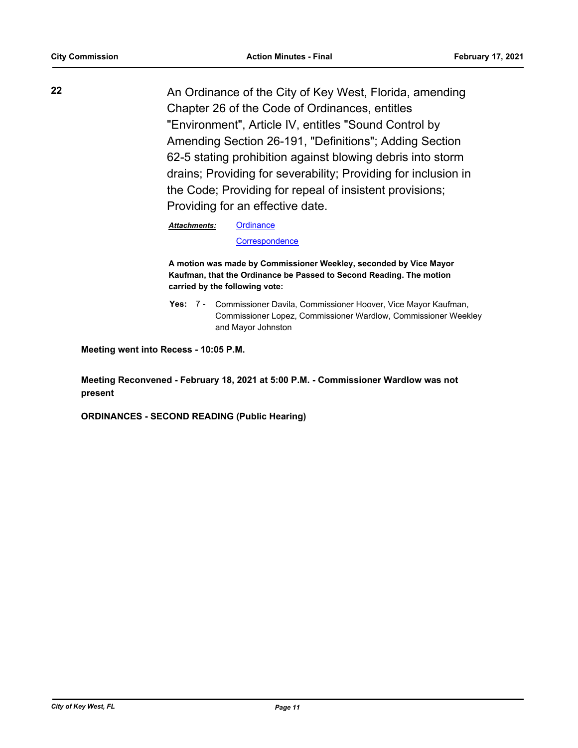**22** An Ordinance of the City of Key West, Florida, amending Chapter 26 of the Code of Ordinances, entitles "Environment", Article IV, entitles "Sound Control by Amending Section 26-191, "Definitions"; Adding Section 62-5 stating prohibition against blowing debris into storm drains; Providing for severability; Providing for inclusion in the Code; Providing for repeal of insistent provisions; Providing for an effective date.

***Attachments:*** Ordinance
Correspondence

**A motion was made by Commissioner Weekley, seconded by Vice Mayor Kaufman, that the Ordinance be Passed to Second Reading. The motion carried by the following vote:**

**Yes:** 7 - Commissioner Davila, Commissioner Hoover, Vice Mayor Kaufman, Commissioner Lopez, Commissioner Wardlow, Commissioner Weekley and Mayor Johnston

**Meeting went into Recess - 10:05 P.M.**

**Meeting Reconvened - February 18, 2021 at 5:00 P.M. - Commissioner Wardlow was not present**

**ORDINANCES - SECOND READING (Public Hearing)**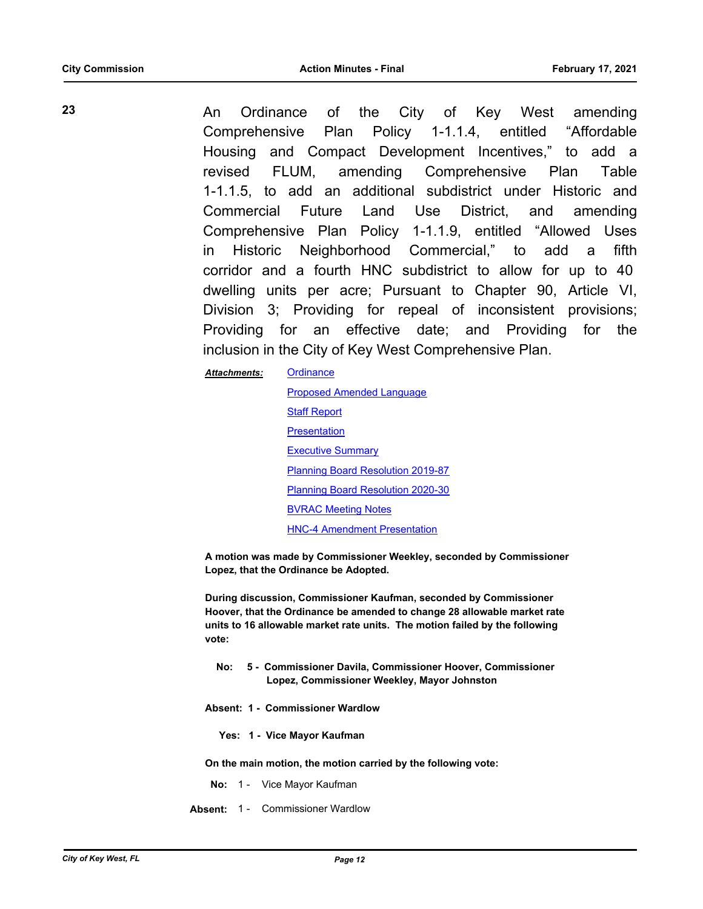**23**

An Ordinance of the City of Key West amending Comprehensive Plan Policy 1-1.1.4, entitled "Affordable Housing and Compact Development Incentives," to add a revised FLUM, amending Comprehensive Plan Table 1-1.1.5, to add an additional subdistrict under Historic and Commercial Future Land Use District, and amending Comprehensive Plan Policy 1-1.1.9, entitled "Allowed Uses in Historic Neighborhood Commercial," to add a fifth corridor and a fourth HNC subdistrict to allow for up to 40 dwelling units per acre; Pursuant to Chapter 90, Article VI, Division 3; Providing for repeal of inconsistent provisions; Providing for an effective date; and Providing for the inclusion in the City of Key West Comprehensive Plan.

***Attachments:*** Ordinance
Proposed Amended Language
Staff Report
Presentation
Executive Summary
Planning Board Resolution 2019-87
Planning Board Resolution 2020-30
BVRAC Meeting Notes
HNC-4 Amendment Presentation

**A motion was made by Commissioner Weekley, seconded by Commissioner Lopez, that the Ordinance be Adopted.**

**During discussion, Commissioner Kaufman, seconded by Commissioner Hoover, that the Ordinance be amended to change 28 allowable market rate units to 16 allowable market rate units. The motion failed by the following vote:**

**No: 5 - Commissioner Davila, Commissioner Hoover, Commissioner Lopez, Commissioner Weekley, Mayor Johnston**

**Absent: 1 - Commissioner Wardlow**

**Yes: 1 - Vice Mayor Kaufman**

**On the main motion, the motion carried by the following vote:**

**No:** 1 - Vice Mayor Kaufman

**Absent:** 1 - Commissioner Wardlow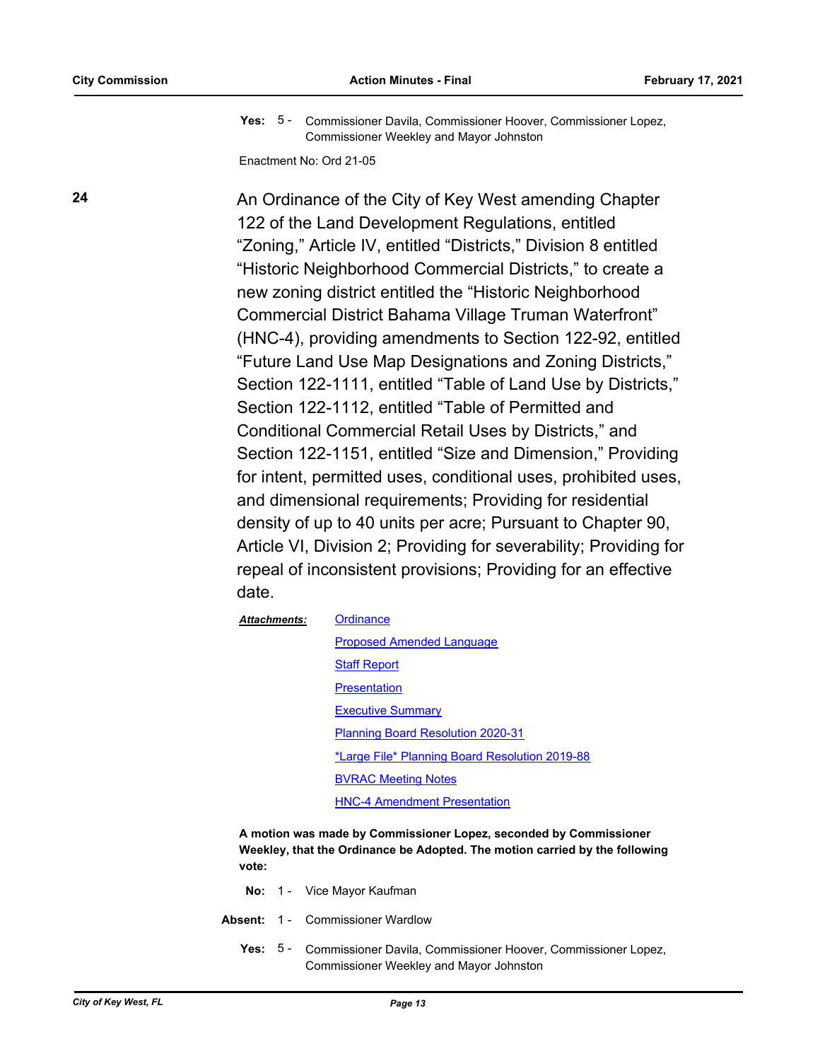**Yes:** 5 - Commissioner Davila, Commissioner Hoover, Commissioner Lopez, Commissioner Weekley and Mayor Johnston

Enactment No: Ord 21-05

**24**

An Ordinance of the City of Key West amending Chapter 122 of the Land Development Regulations, entitled "Zoning," Article IV, entitled "Districts," Division 8 entitled "Historic Neighborhood Commercial Districts," to create a new zoning district entitled the "Historic Neighborhood Commercial District Bahama Village Truman Waterfront" (HNC-4), providing amendments to Section 122-92, entitled "Future Land Use Map Designations and Zoning Districts," Section 122-1111, entitled "Table of Land Use by Districts," Section 122-1112, entitled "Table of Permitted and Conditional Commercial Retail Uses by Districts," and Section 122-1151, entitled "Size and Dimension," Providing for intent, permitted uses, conditional uses, prohibited uses, and dimensional requirements; Providing for residential density of up to 40 units per acre; Pursuant to Chapter 90, Article VI, Division 2; Providing for severability; Providing for repeal of inconsistent provisions; Providing for an effective date.

***Attachments:***
- Ordinance
- Proposed Amended Language
- Staff Report
- Presentation
- Executive Summary
- Planning Board Resolution 2020-31
- *Large File* Planning Board Resolution 2019-88
- BVRAC Meeting Notes
- HNC-4 Amendment Presentation

**A motion was made by Commissioner Lopez, seconded by Commissioner Weekley, that the Ordinance be Adopted. The motion carried by the following vote:**

**No:** 1 - Vice Mayor Kaufman

**Absent:** 1 - Commissioner Wardlow

**Yes:** 5 - Commissioner Davila, Commissioner Hoover, Commissioner Lopez, Commissioner Weekley and Mayor Johnston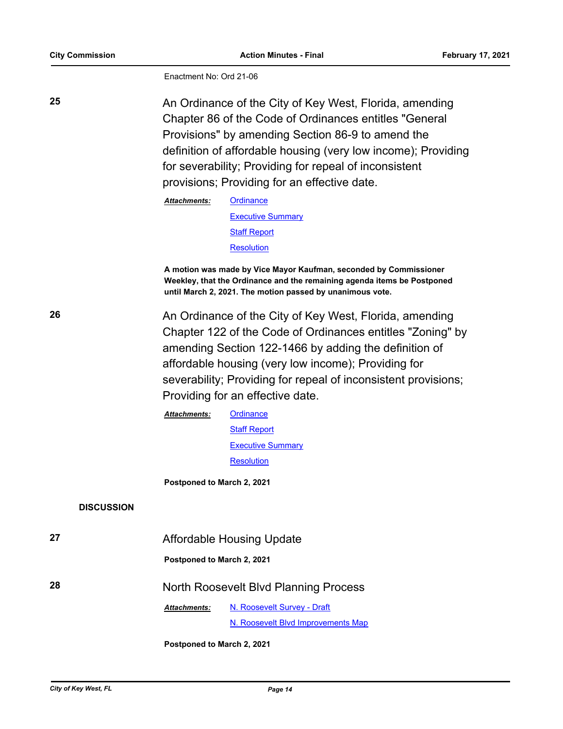Enactment No: Ord 21-06

**25** An Ordinance of the City of Key West, Florida, amending Chapter 86 of the Code of Ordinances entitles "General Provisions" by amending Section 86-9 to amend the definition of affordable housing (very low income); Providing for severability; Providing for repeal of inconsistent provisions; Providing for an effective date.

***Attachments:*** Ordinance
Executive Summary
Staff Report
Resolution

**A motion was made by Vice Mayor Kaufman, seconded by Commissioner Weekley, that the Ordinance and the remaining agenda items be Postponed until March 2, 2021. The motion passed by unanimous vote.**

**26** An Ordinance of the City of Key West, Florida, amending Chapter 122 of the Code of Ordinances entitles "Zoning" by amending Section 122-1466 by adding the definition of affordable housing (very low income); Providing for severability; Providing for repeal of inconsistent provisions; Providing for an effective date.

***Attachments:*** Ordinance
Staff Report
Executive Summary
Resolution

**Postponed to March 2, 2021**

## DISCUSSION

**27** Affordable Housing Update

**Postponed to March 2, 2021**

**28** North Roosevelt Blvd Planning Process

***Attachments:*** N. Roosevelt Survey - Draft
N. Roosevelt Blvd Improvements Map

**Postponed to March 2, 2021**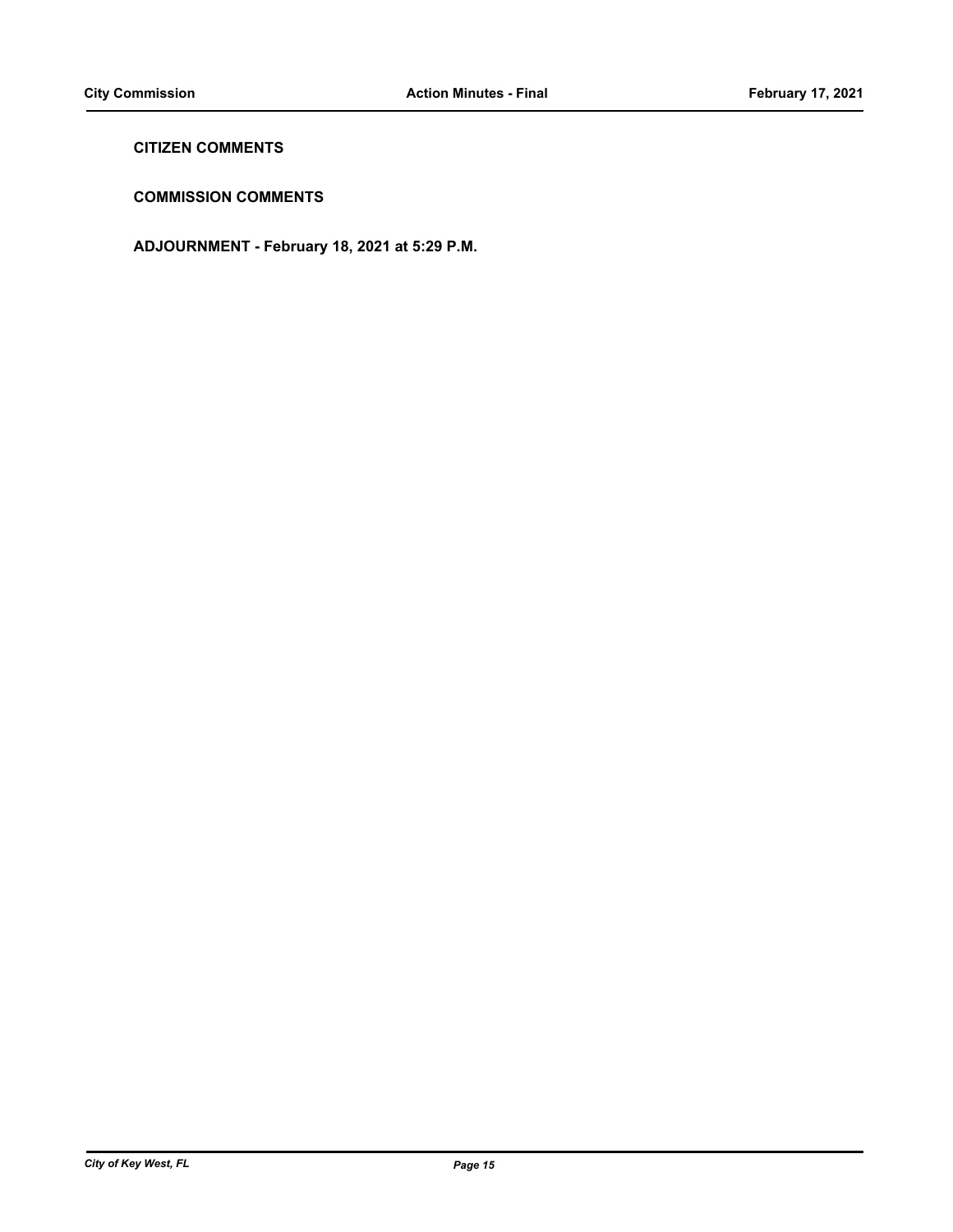**CITIZEN COMMENTS**

**COMMISSION COMMENTS**

**ADJOURNMENT - February 18, 2021 at 5:29 P.M.**